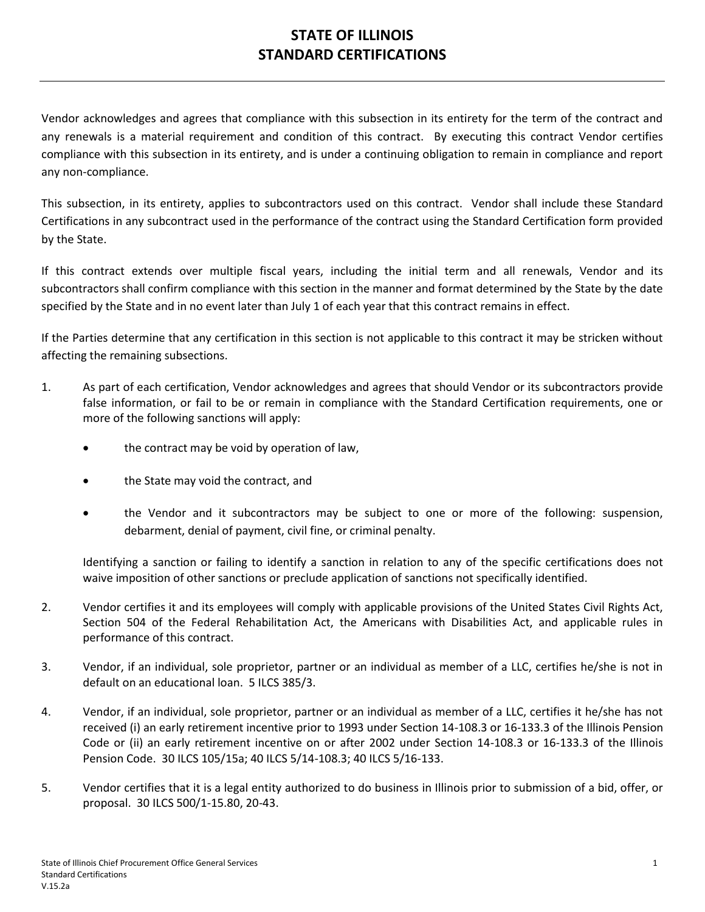# STATE OF ILLINOIS
# STANDARD CERTIFICATIONS

Vendor acknowledges and agrees that compliance with this subsection in its entirety for the term of the contract and any renewals is a material requirement and condition of this contract. By executing this contract Vendor certifies compliance with this subsection in its entirety, and is under a continuing obligation to remain in compliance and report any non-compliance.

This subsection, in its entirety, applies to subcontractors used on this contract. Vendor shall include these Standard Certifications in any subcontract used in the performance of the contract using the Standard Certification form provided by the State.

If this contract extends over multiple fiscal years, including the initial term and all renewals, Vendor and its subcontractors shall confirm compliance with this section in the manner and format determined by the State by the date specified by the State and in no event later than July 1 of each year that this contract remains in effect.

If the Parties determine that any certification in this section is not applicable to this contract it may be stricken without affecting the remaining subsections.

1. As part of each certification, Vendor acknowledges and agrees that should Vendor or its subcontractors provide false information, or fail to be or remain in compliance with the Standard Certification requirements, one or more of the following sanctions will apply:

   - the contract may be void by operation of law,
   - the State may void the contract, and
   - the Vendor and it subcontractors may be subject to one or more of the following: suspension, debarment, denial of payment, civil fine, or criminal penalty.

   Identifying a sanction or failing to identify a sanction in relation to any of the specific certifications does not waive imposition of other sanctions or preclude application of sanctions not specifically identified.

2. Vendor certifies it and its employees will comply with applicable provisions of the United States Civil Rights Act, Section 504 of the Federal Rehabilitation Act, the Americans with Disabilities Act, and applicable rules in performance of this contract.

3. Vendor, if an individual, sole proprietor, partner or an individual as member of a LLC, certifies he/she is not in default on an educational loan. 5 ILCS 385/3.

4. Vendor, if an individual, sole proprietor, partner or an individual as member of a LLC, certifies it he/she has not received (i) an early retirement incentive prior to 1993 under Section 14-108.3 or 16-133.3 of the Illinois Pension Code or (ii) an early retirement incentive on or after 2002 under Section 14-108.3 or 16-133.3 of the Illinois Pension Code. 30 ILCS 105/15a; 40 ILCS 5/14-108.3; 40 ILCS 5/16-133.

5. Vendor certifies that it is a legal entity authorized to do business in Illinois prior to submission of a bid, offer, or proposal. 30 ILCS 500/1-15.80, 20-43.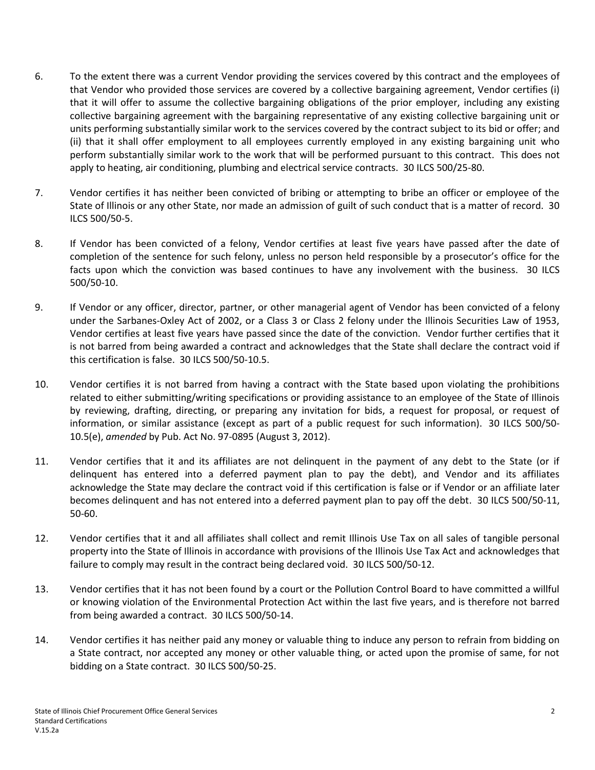6. To the extent there was a current Vendor providing the services covered by this contract and the employees of that Vendor who provided those services are covered by a collective bargaining agreement, Vendor certifies (i) that it will offer to assume the collective bargaining obligations of the prior employer, including any existing collective bargaining agreement with the bargaining representative of any existing collective bargaining unit or units performing substantially similar work to the services covered by the contract subject to its bid or offer; and (ii) that it shall offer employment to all employees currently employed in any existing bargaining unit who perform substantially similar work to the work that will be performed pursuant to this contract. This does not apply to heating, air conditioning, plumbing and electrical service contracts. 30 ILCS 500/25-80.

7. Vendor certifies it has neither been convicted of bribing or attempting to bribe an officer or employee of the State of Illinois or any other State, nor made an admission of guilt of such conduct that is a matter of record. 30 ILCS 500/50-5.

8. If Vendor has been convicted of a felony, Vendor certifies at least five years have passed after the date of completion of the sentence for such felony, unless no person held responsible by a prosecutor's office for the facts upon which the conviction was based continues to have any involvement with the business. 30 ILCS 500/50-10.

9. If Vendor or any officer, director, partner, or other managerial agent of Vendor has been convicted of a felony under the Sarbanes-Oxley Act of 2002, or a Class 3 or Class 2 felony under the Illinois Securities Law of 1953, Vendor certifies at least five years have passed since the date of the conviction. Vendor further certifies that it is not barred from being awarded a contract and acknowledges that the State shall declare the contract void if this certification is false. 30 ILCS 500/50-10.5.

10. Vendor certifies it is not barred from having a contract with the State based upon violating the prohibitions related to either submitting/writing specifications or providing assistance to an employee of the State of Illinois by reviewing, drafting, directing, or preparing any invitation for bids, a request for proposal, or request of information, or similar assistance (except as part of a public request for such information). 30 ILCS 500/50-10.5(e), *amended* by Pub. Act No. 97-0895 (August 3, 2012).

11. Vendor certifies that it and its affiliates are not delinquent in the payment of any debt to the State (or if delinquent has entered into a deferred payment plan to pay the debt), and Vendor and its affiliates acknowledge the State may declare the contract void if this certification is false or if Vendor or an affiliate later becomes delinquent and has not entered into a deferred payment plan to pay off the debt. 30 ILCS 500/50-11, 50-60.

12. Vendor certifies that it and all affiliates shall collect and remit Illinois Use Tax on all sales of tangible personal property into the State of Illinois in accordance with provisions of the Illinois Use Tax Act and acknowledges that failure to comply may result in the contract being declared void. 30 ILCS 500/50-12.

13. Vendor certifies that it has not been found by a court or the Pollution Control Board to have committed a willful or knowing violation of the Environmental Protection Act within the last five years, and is therefore not barred from being awarded a contract. 30 ILCS 500/50-14.

14. Vendor certifies it has neither paid any money or valuable thing to induce any person to refrain from bidding on a State contract, nor accepted any money or other valuable thing, or acted upon the promise of same, for not bidding on a State contract. 30 ILCS 500/50-25.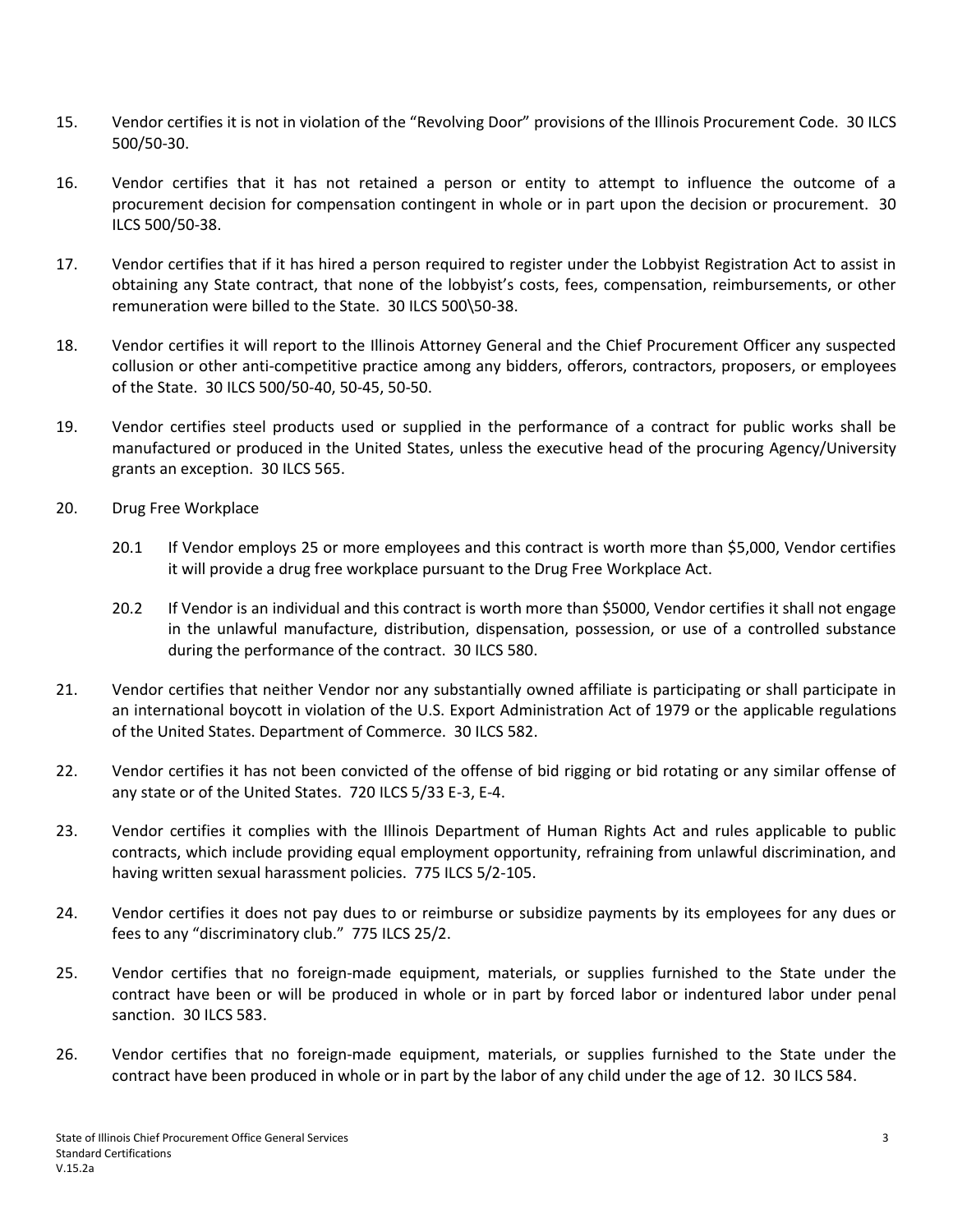15. Vendor certifies it is not in violation of the "Revolving Door" provisions of the Illinois Procurement Code. 30 ILCS 500/50-30.

16. Vendor certifies that it has not retained a person or entity to attempt to influence the outcome of a procurement decision for compensation contingent in whole or in part upon the decision or procurement. 30 ILCS 500/50-38.

17. Vendor certifies that if it has hired a person required to register under the Lobbyist Registration Act to assist in obtaining any State contract, that none of the lobbyist's costs, fees, compensation, reimbursements, or other remuneration were billed to the State. 30 ILCS 500\50-38.

18. Vendor certifies it will report to the Illinois Attorney General and the Chief Procurement Officer any suspected collusion or other anti-competitive practice among any bidders, offerors, contractors, proposers, or employees of the State. 30 ILCS 500/50-40, 50-45, 50-50.

19. Vendor certifies steel products used or supplied in the performance of a contract for public works shall be manufactured or produced in the United States, unless the executive head of the procuring Agency/University grants an exception. 30 ILCS 565.

20. Drug Free Workplace

    20.1 If Vendor employs 25 or more employees and this contract is worth more than $5,000, Vendor certifies it will provide a drug free workplace pursuant to the Drug Free Workplace Act.

    20.2 If Vendor is an individual and this contract is worth more than $5000, Vendor certifies it shall not engage in the unlawful manufacture, distribution, dispensation, possession, or use of a controlled substance during the performance of the contract. 30 ILCS 580.

21. Vendor certifies that neither Vendor nor any substantially owned affiliate is participating or shall participate in an international boycott in violation of the U.S. Export Administration Act of 1979 or the applicable regulations of the United States. Department of Commerce. 30 ILCS 582.

22. Vendor certifies it has not been convicted of the offense of bid rigging or bid rotating or any similar offense of any state or of the United States. 720 ILCS 5/33 E-3, E-4.

23. Vendor certifies it complies with the Illinois Department of Human Rights Act and rules applicable to public contracts, which include providing equal employment opportunity, refraining from unlawful discrimination, and having written sexual harassment policies. 775 ILCS 5/2-105.

24. Vendor certifies it does not pay dues to or reimburse or subsidize payments by its employees for any dues or fees to any "discriminatory club." 775 ILCS 25/2.

25. Vendor certifies that no foreign-made equipment, materials, or supplies furnished to the State under the contract have been or will be produced in whole or in part by forced labor or indentured labor under penal sanction. 30 ILCS 583.

26. Vendor certifies that no foreign-made equipment, materials, or supplies furnished to the State under the contract have been produced in whole or in part by the labor of any child under the age of 12. 30 ILCS 584.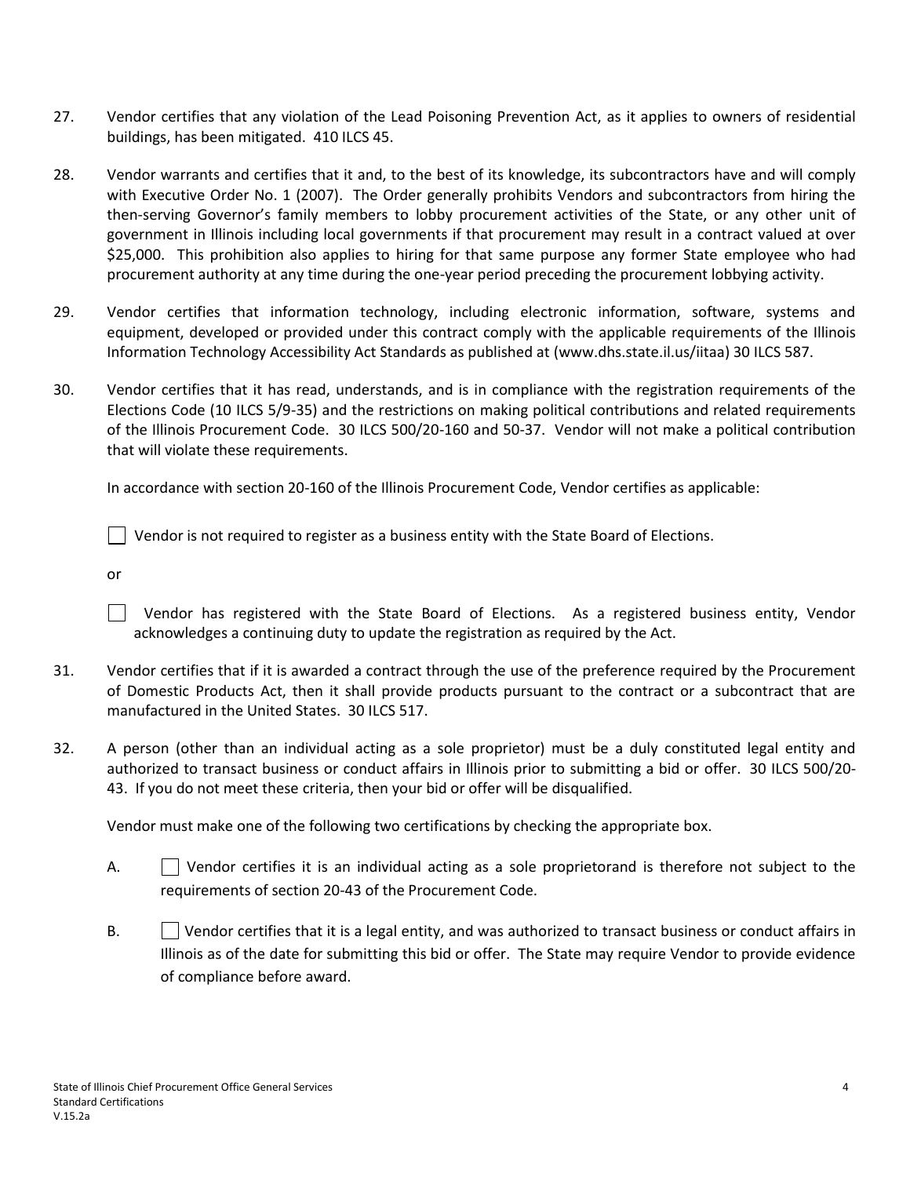27. Vendor certifies that any violation of the Lead Poisoning Prevention Act, as it applies to owners of residential buildings, has been mitigated. 410 ILCS 45.

28. Vendor warrants and certifies that it and, to the best of its knowledge, its subcontractors have and will comply with Executive Order No. 1 (2007). The Order generally prohibits Vendors and subcontractors from hiring the then-serving Governor's family members to lobby procurement activities of the State, or any other unit of government in Illinois including local governments if that procurement may result in a contract valued at over $25,000. This prohibition also applies to hiring for that same purpose any former State employee who had procurement authority at any time during the one-year period preceding the procurement lobbying activity.

29. Vendor certifies that information technology, including electronic information, software, systems and equipment, developed or provided under this contract comply with the applicable requirements of the Illinois Information Technology Accessibility Act Standards as published at (www.dhs.state.il.us/iitaa) 30 ILCS 587.

30. Vendor certifies that it has read, understands, and is in compliance with the registration requirements of the Elections Code (10 ILCS 5/9-35) and the restrictions on making political contributions and related requirements of the Illinois Procurement Code. 30 ILCS 500/20-160 and 50-37. Vendor will not make a political contribution that will violate these requirements.

    In accordance with section 20-160 of the Illinois Procurement Code, Vendor certifies as applicable:

    ☐ Vendor is not required to register as a business entity with the State Board of Elections.

    or

    ☐ Vendor has registered with the State Board of Elections. As a registered business entity, Vendor acknowledges a continuing duty to update the registration as required by the Act.

31. Vendor certifies that if it is awarded a contract through the use of the preference required by the Procurement of Domestic Products Act, then it shall provide products pursuant to the contract or a subcontract that are manufactured in the United States. 30 ILCS 517.

32. A person (other than an individual acting as a sole proprietor) must be a duly constituted legal entity and authorized to transact business or conduct affairs in Illinois prior to submitting a bid or offer. 30 ILCS 500/20-43. If you do not meet these criteria, then your bid or offer will be disqualified.

    Vendor must make one of the following two certifications by checking the appropriate box.

    A. ☐ Vendor certifies it is an individual acting as a sole proprietorand is therefore not subject to the requirements of section 20-43 of the Procurement Code.

    B. ☐ Vendor certifies that it is a legal entity, and was authorized to transact business or conduct affairs in Illinois as of the date for submitting this bid or offer. The State may require Vendor to provide evidence of compliance before award.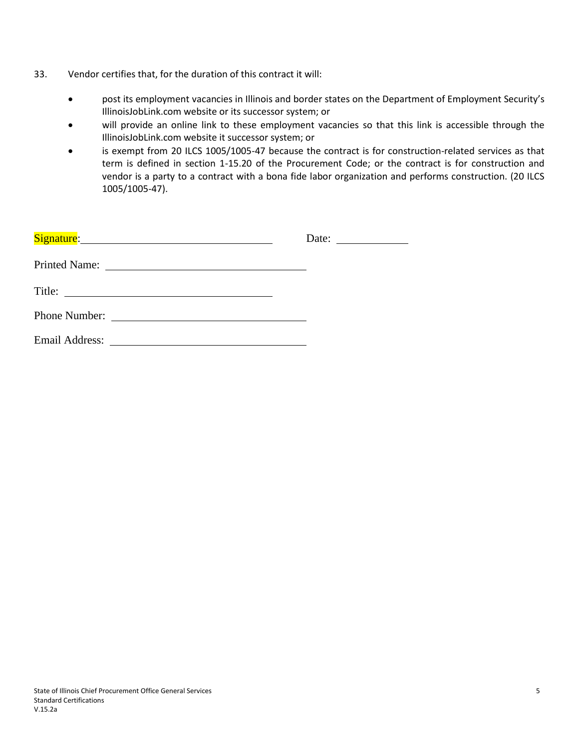33. Vendor certifies that, for the duration of this contract it will:

- post its employment vacancies in Illinois and border states on the Department of Employment Security's IllinoisJobLink.com website or its successor system; or
- will provide an online link to these employment vacancies so that this link is accessible through the IllinoisJobLink.com website it successor system; or
- is exempt from 20 ILCS 1005/1005-47 because the contract is for construction-related services as that term is defined in section 1-15.20 of the Procurement Code; or the contract is for construction and vendor is a party to a contract with a bona fide labor organization and performs construction. (20 ILCS 1005/1005-47).

Signature: ______________________________ Date: ____________

Printed Name: ______________________________

Title: ______________________________

Phone Number: ______________________________

Email Address: ______________________________